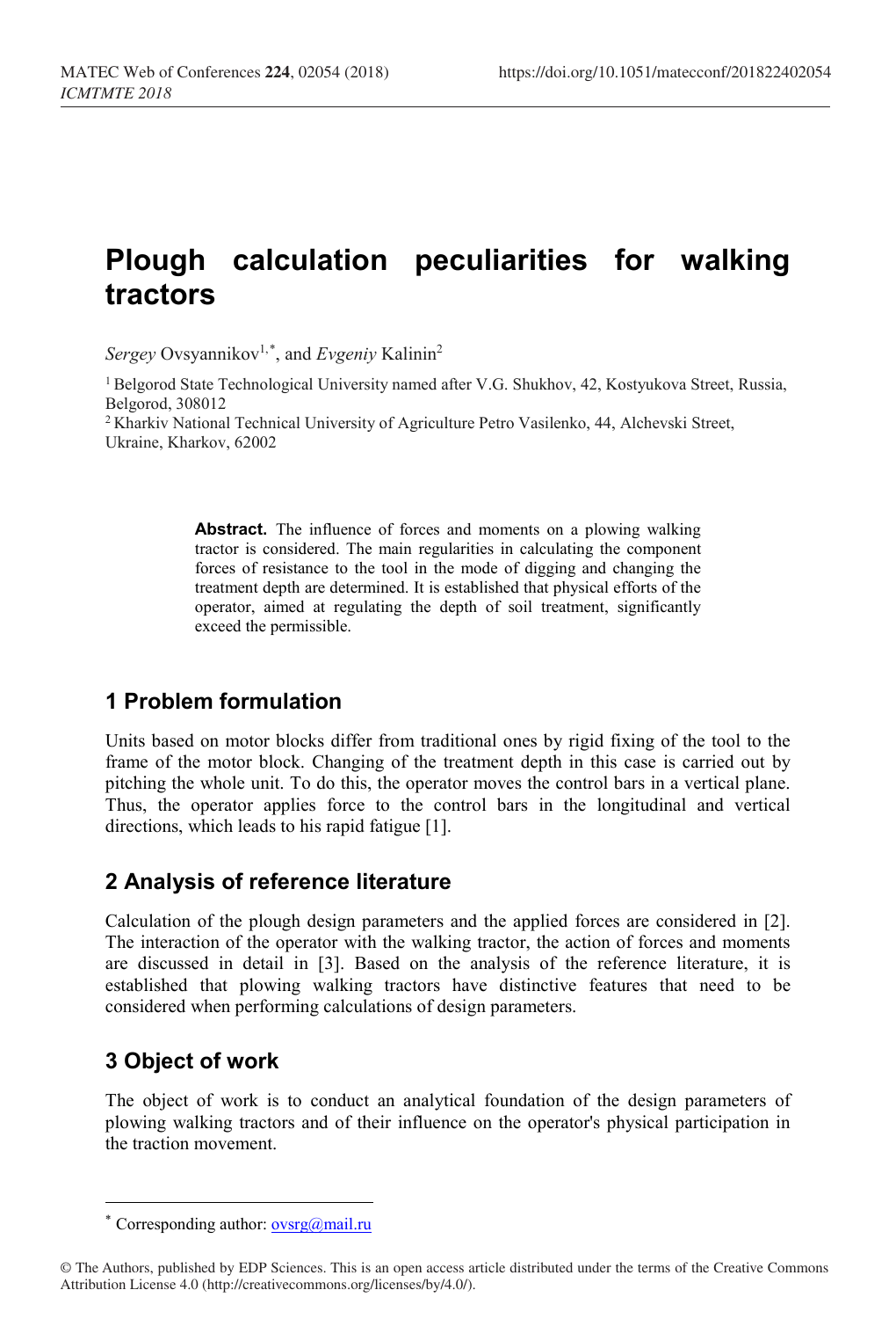# Plough calculation peculiarities for walking tractors

*Sergey* Ovsyannikov[1,*], and *Evgeniy* Kalinin[2]

[1] Belgorod State Technological University named after V.G. Shukhov, 42, Kostyukova Street, Russia, Belgorod, 308012

[2] Kharkiv National Technical University of Agriculture Petro Vasilenko, 44, Alchevski Street, Ukraine, Kharkov, 62002

**Abstract.** The influence of forces and moments on a plowing walking tractor is considered. The main regularities in calculating the component forces of resistance to the tool in the mode of digging and changing the treatment depth are determined. It is established that physical efforts of the operator, aimed at regulating the depth of soil treatment, significantly exceed the permissible.

## 1 Problem formulation

Units based on motor blocks differ from traditional ones by rigid fixing of the tool to the frame of the motor block. Changing of the treatment depth in this case is carried out by pitching the whole unit. To do this, the operator moves the control bars in a vertical plane. Thus, the operator applies force to the control bars in the longitudinal and vertical directions, which leads to his rapid fatigue [1].

## 2 Analysis of reference literature

Calculation of the plough design parameters and the applied forces are considered in [2]. The interaction of the operator with the walking tractor, the action of forces and moments are discussed in detail in [3]. Based on the analysis of the reference literature, it is established that plowing walking tractors have distinctive features that need to be considered when performing calculations of design parameters.

## 3 Object of work

The object of work is to conduct an analytical foundation of the design parameters of plowing walking tractors and of their influence on the operator's physical participation in the traction movement.

[*] Corresponding author: ovsrg@mail.ru

© The Authors, published by EDP Sciences. This is an open access article distributed under the terms of the Creative Commons Attribution License 4.0 (http://creativecommons.org/licenses/by/4.0/).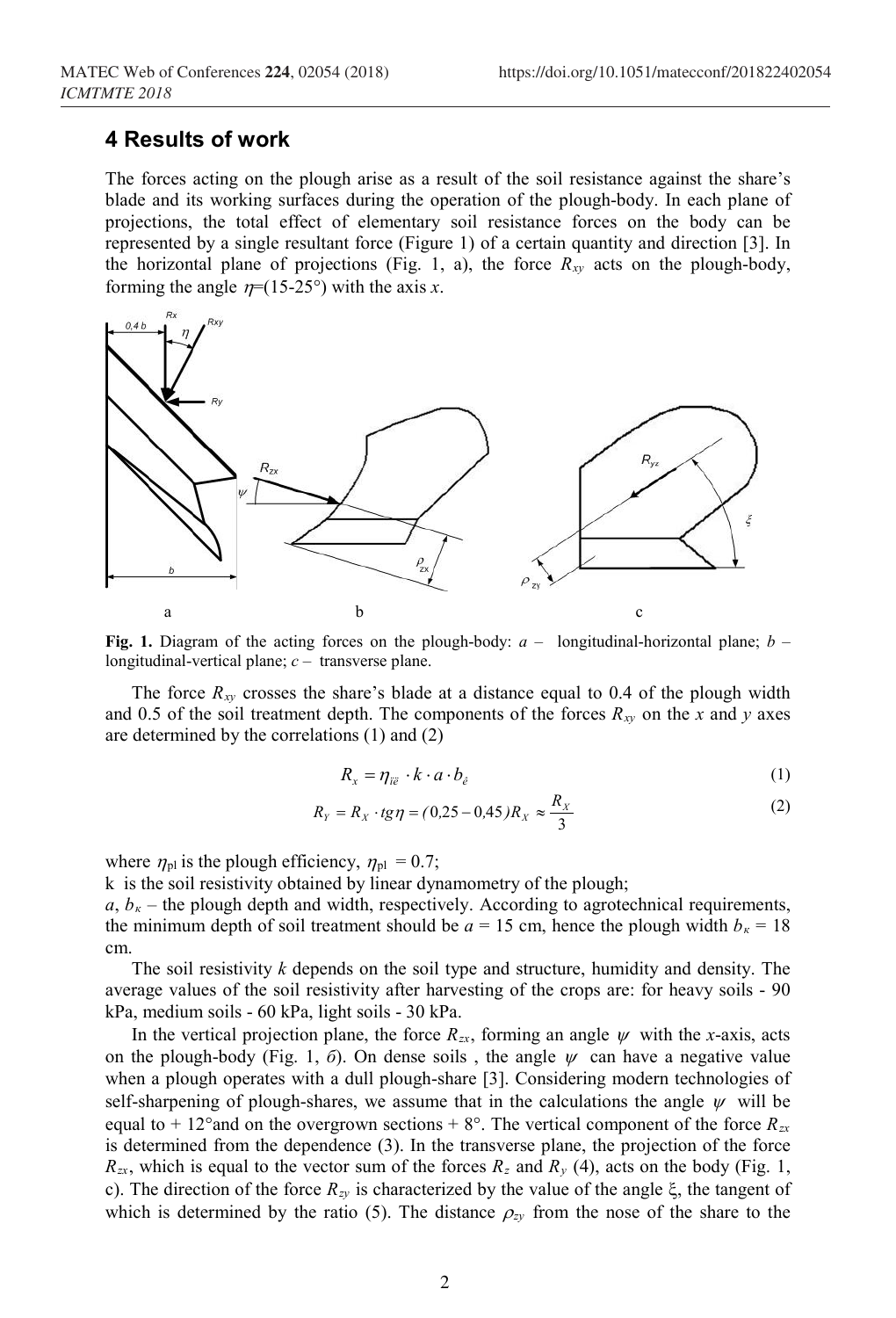## 4 Results of work

The forces acting on the plough arise as a result of the soil resistance against the share's blade and its working surfaces during the operation of the plough-body. In each plane of projections, the total effect of elementary soil resistance forces on the body can be represented by a single resultant force (Figure 1) of a certain quantity and direction [3]. In the horizontal plane of projections (Fig. 1, a), the force $R_{xy}$ acts on the plough-body, forming the angle $\eta$=(15-25°) with the axis $x$.

**Fig. 1.** Diagram of the acting forces on the plough-body: *a* – longitudinal-horizontal plane; *b* – longitudinal-vertical plane; *c* – transverse plane.

The force $R_{xy}$ crosses the share's blade at a distance equal to 0.4 of the plough width and 0.5 of the soil treatment depth. The components of the forces $R_{xy}$ on the $x$ and $y$ axes are determined by the correlations (1) and (2)

$$R_x = \eta_{pl} \cdot k \cdot a \cdot b_{\kappa} \tag{1}$$

$$R_Y = R_X \cdot tg\eta = (0{,}25 - 0{,}45)R_X \approx \frac{R_X}{3} \tag{2}$$

where $\eta_{pl}$ is the plough efficiency, $\eta_{pl}$ = 0.7;

k is the soil resistivity obtained by linear dynamometry of the plough;

$a$, $b_{\kappa}$ – the plough depth and width, respectively. According to agrotechnical requirements, the minimum depth of soil treatment should be $a$ = 15 cm, hence the plough width $b_{\kappa}$ = 18 cm.

The soil resistivity $k$ depends on the soil type and structure, humidity and density. The average values of the soil resistivity after harvesting of the crops are: for heavy soils - 90 kPa, medium soils - 60 kPa, light soils - 30 kPa.

In the vertical projection plane, the force $R_{zx}$, forming an angle $\psi$ with the $x$-axis, acts on the plough-body (Fig. 1, *б*). On dense soils , the angle $\psi$ can have a negative value when a plough operates with a dull plough-share [3]. Considering modern technologies of self-sharpening of plough-shares, we assume that in the calculations the angle $\psi$ will be equal to + 12°and on the overgrown sections + 8°. The vertical component of the force $R_{zx}$ is determined from the dependence (3). In the transverse plane, the projection of the force $R_{zx}$, which is equal to the vector sum of the forces $R_z$ and $R_y$ (4), acts on the body (Fig. 1, c). The direction of the force $R_{zy}$ is characterized by the value of the angle ξ, the tangent of which is determined by the ratio (5). The distance $\rho_{zy}$ from the nose of the share to the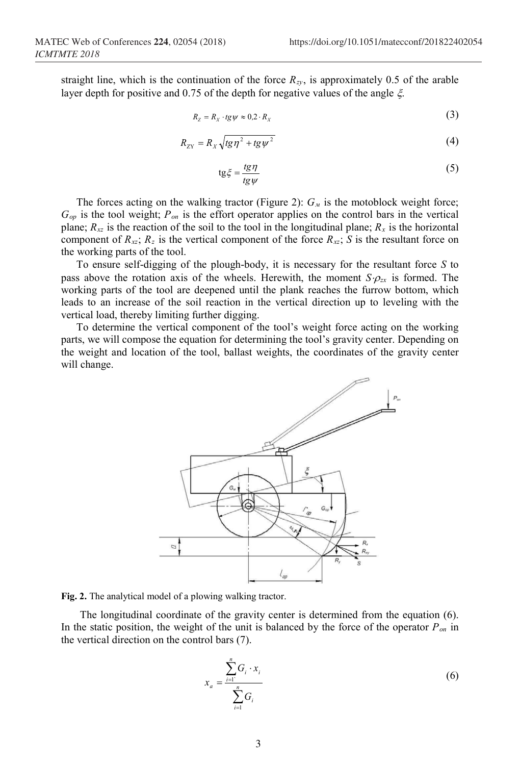straight line, which is the continuation of the force $R_{zy}$, is approximately 0.5 of the arable layer depth for positive and 0.75 of the depth for negative values of the angle $\xi$.

$$R_Z = R_X \cdot tg\psi \approx 0{,}2 \cdot R_X \tag{3}$$

$$R_{ZY} = R_X \sqrt{tg\eta^2 + tg\psi^2} \tag{4}$$

$$\mathrm{tg}\xi = \frac{tg\eta}{tg\psi} \tag{5}$$

The forces acting on the walking tractor (Figure 2): $G_м$ is the motoblock weight force; $G_{op}$ is the tool weight; $P_{on}$ is the effort operator applies on the control bars in the vertical plane; $R_{xz}$ is the reaction of the soil to the tool in the longitudinal plane; $R_x$ is the horizontal component of $R_{xz}$; $R_z$ is the vertical component of the force $R_{xz}$; $S$ is the resultant force on the working parts of the tool.

To ensure self-digging of the plough-body, it is necessary for the resultant force $S$ to pass above the rotation axis of the wheels. Herewith, the moment $S \cdot \rho_{zx}$ is formed. The working parts of the tool are deepened until the plank reaches the furrow bottom, which leads to an increase of the soil reaction in the vertical direction up to leveling with the vertical load, thereby limiting further digging.

To determine the vertical component of the tool's weight force acting on the working parts, we will compose the equation for determining the tool's gravity center. Depending on the weight and location of the tool, ballast weights, the coordinates of the gravity center will change.

**Fig. 2.** The analytical model of a plowing walking tractor.

The longitudinal coordinate of the gravity center is determined from the equation (6). In the static position, the weight of the unit is balanced by the force of the operator $P_{on}$ in the vertical direction on the control bars (7).

$$x_a = \frac{\sum_{i=1}^{n} G_i \cdot x_i}{\sum_{i=1}^{n} G_i} \tag{6}$$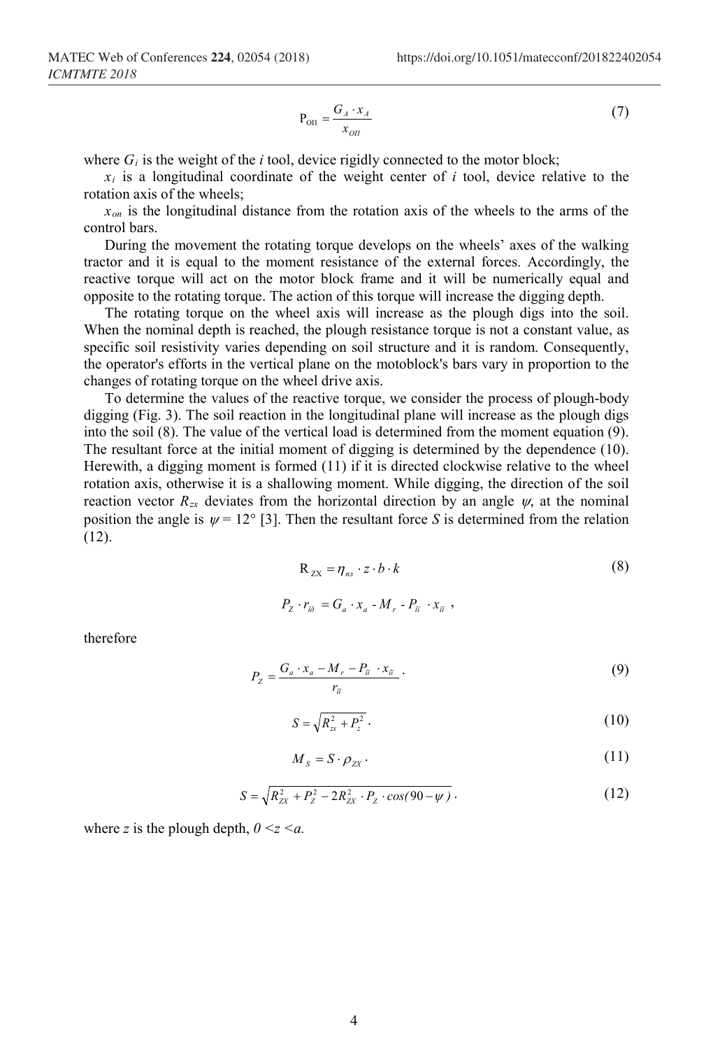$$\mathrm{P}_{\text{ОП}} = \frac{G_A \cdot x_A}{x_{ОП}} \tag{7}$$

where $G_i$ is the weight of the *i* tool, device rigidly connected to the motor block;

$x_i$ is a longitudinal coordinate of the weight center of *i* tool, device relative to the rotation axis of the wheels;

$x_{on}$ is the longitudinal distance from the rotation axis of the wheels to the arms of the control bars.

During the movement the rotating torque develops on the wheels' axes of the walking tractor and it is equal to the moment resistance of the external forces. Accordingly, the reactive torque will act on the motor block frame and it will be numerically equal and opposite to the rotating torque. The action of this torque will increase the digging depth.

The rotating torque on the wheel axis will increase as the plough digs into the soil. When the nominal depth is reached, the plough resistance torque is not a constant value, as specific soil resistivity varies depending on soil structure and it is random. Consequently, the operator's efforts in the vertical plane on the motoblock's bars vary in proportion to the changes of rotating torque on the wheel drive axis.

To determine the values of the reactive torque, we consider the process of plough-body digging (Fig. 3). The soil reaction in the longitudinal plane will increase as the plough digs into the soil (8). The value of the vertical load is determined from the moment equation (9). The resultant force at the initial moment of digging is determined by the dependence (10). Herewith, a digging moment is formed (11) if it is directed clockwise relative to the wheel rotation axis, otherwise it is a shallowing moment. While digging, the direction of the soil reaction vector $R_{zx}$ deviates from the horizontal direction by an angle $\psi$, at the nominal position the angle is $\psi = 12°$ [3]. Then the resultant force *S* is determined from the relation (12).

$$\mathrm{R}_{ZX} = \eta_{пл} \cdot z \cdot b \cdot k \tag{8}$$

$$P_Z \cdot r_{ід} = G_a \cdot x_a - M_r - P_{ії} \cdot x_{ії} \ ,$$

therefore

$$P_Z = \frac{G_a \cdot x_a - M_r - P_{ії} \cdot x_{ії}}{r_{ії}} \ . \tag{9}$$

$$S = \sqrt{R_{zx}^2 + P_z^2} \ . \tag{10}$$

$$M_S = S \cdot \rho_{ZX} \ . \tag{11}$$

$$S = \sqrt{R_{ZX}^2 + P_Z^2 - 2R_{ZX}^2 \cdot P_Z \cdot cos(90 - \psi)} \ . \tag{12}$$

where *z* is the plough depth, $0 < z < a$.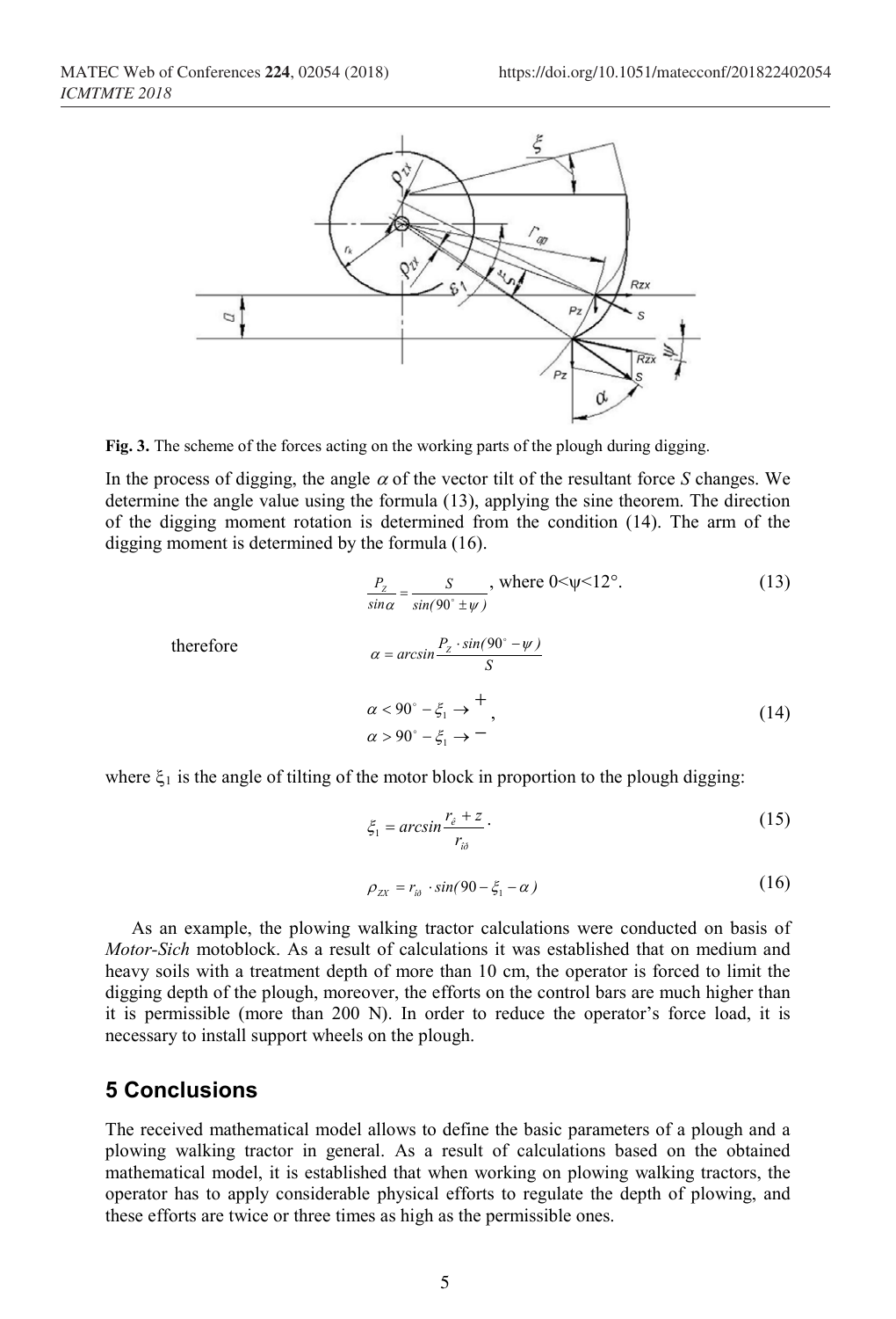**Fig. 3.** The scheme of the forces acting on the working parts of the plough during digging.

In the process of digging, the angle $\alpha$ of the vector tilt of the resultant force $S$ changes. We determine the angle value using the formula (13), applying the sine theorem. The direction of the digging moment rotation is determined from the condition (14). The arm of the digging moment is determined by the formula (16).

$$\frac{P_Z}{\sin\alpha} = \frac{S}{\sin(90^\circ \pm \psi)}, \text{ where } 0<\psi<12^\circ. \tag{13}$$

therefore

$$\alpha = \arcsin\frac{P_Z \cdot \sin(90^\circ - \psi)}{S}$$

$$\begin{aligned} &\alpha < 90^\circ - \xi_1 \rightarrow +, \\ &\alpha > 90^\circ - \xi_1 \rightarrow - \end{aligned} \tag{14}$$

where $\xi_1$ is the angle of tilting of the motor block in proportion to the plough digging:

$$\xi_1 = \arcsin\frac{r_{\hat{e}} + z}{r_{i\partial}}. \tag{15}$$

$$\rho_{ZX} = r_{i\partial} \cdot \sin(90 - \xi_1 - \alpha) \tag{16}$$

As an example, the plowing walking tractor calculations were conducted on basis of *Motor-Sich* motoblock. As a result of calculations it was established that on medium and heavy soils with a treatment depth of more than 10 cm, the operator is forced to limit the digging depth of the plough, moreover, the efforts on the control bars are much higher than it is permissible (more than 200 N). In order to reduce the operator's force load, it is necessary to install support wheels on the plough.

## 5 Conclusions

The received mathematical model allows to define the basic parameters of a plough and a plowing walking tractor in general. As a result of calculations based on the obtained mathematical model, it is established that when working on plowing walking tractors, the operator has to apply considerable physical efforts to regulate the depth of plowing, and these efforts are twice or three times as high as the permissible ones.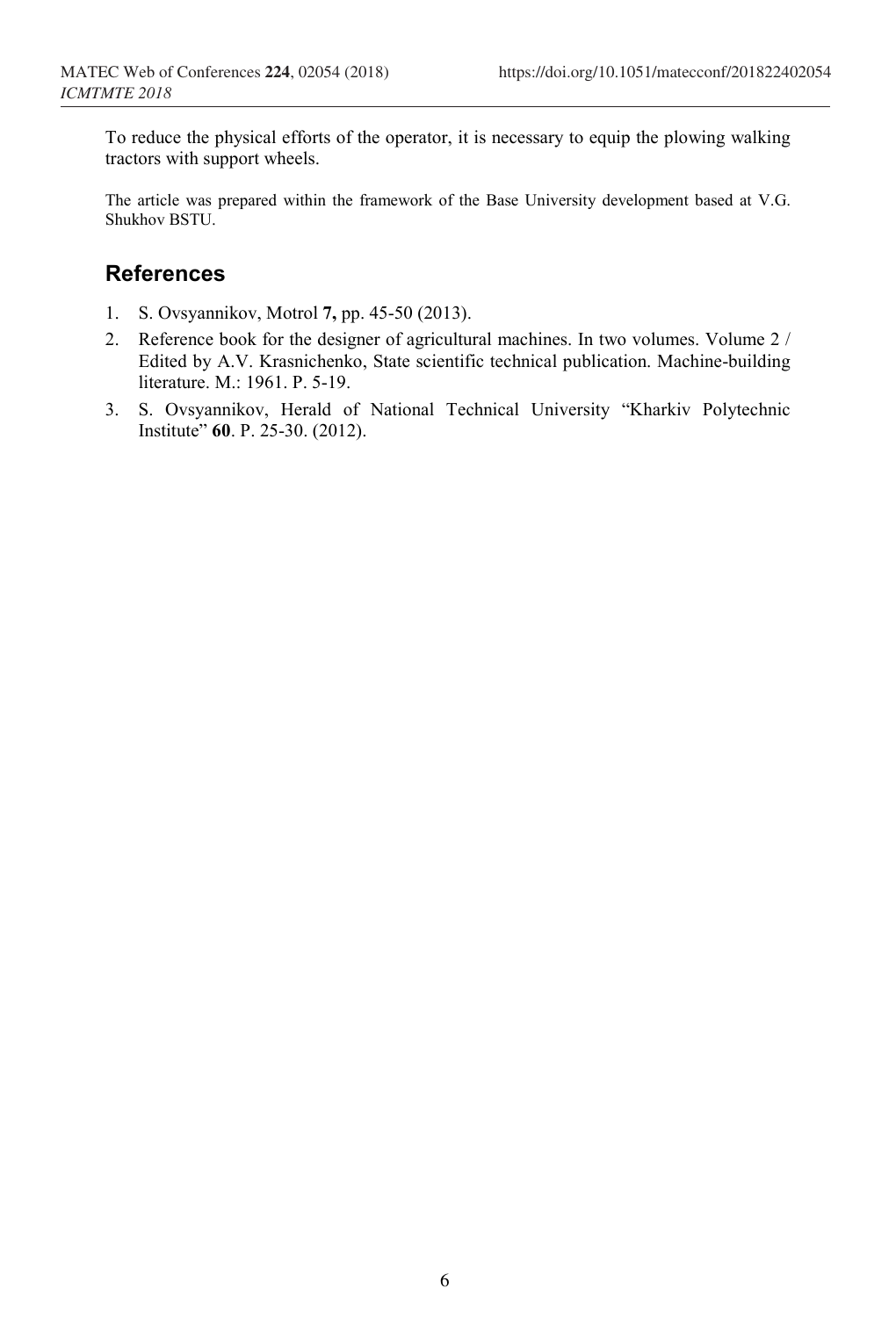To reduce the physical efforts of the operator, it is necessary to equip the plowing walking tractors with support wheels.

The article was prepared within the framework of the Base University development based at V.G. Shukhov BSTU.

## References

1. S. Ovsyannikov, Motrol **7,** pp. 45-50 (2013).
2. Reference book for the designer of agricultural machines. In two volumes. Volume 2 / Edited by A.V. Krasnichenko, State scientific technical publication. Machine-building literature. M.: 1961. P. 5-19.
3. S. Ovsyannikov, Herald of National Technical University "Kharkiv Polytechnic Institute" **60**. P. 25-30. (2012).